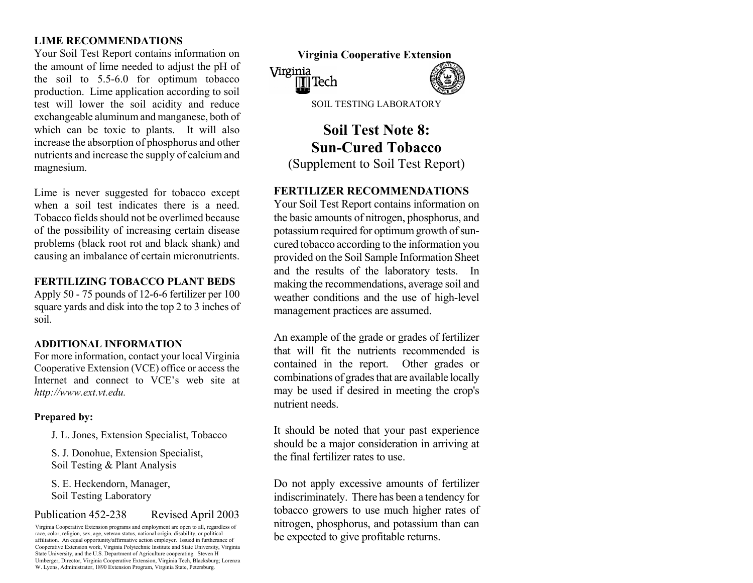Virginia Cooperative Extension

SOIL TESTING LABORATORY

# Soil Test Note 8: Sun-Cured Tobacco

(Supplement to Soil Test Report)

## FERTILIZER RECOMMENDATIONS

Your Soil Test Report contains information on the basic amounts of nitrogen, phosphorus, and potassium required for optimum growth of sun-cured tobacco according to the information you provided on the Soil Sample Information Sheet and the results of the laboratory tests. In making the recommendations, average soil and weather conditions and the use of high-level management practices are assumed.

An example of the grade or grades of fertilizer that will fit the nutrients recommended is contained in the report. Other grades or combinations of grades that are available locally may be used if desired in meeting the crop's nutrient needs.

It should be noted that your past experience should be a major consideration in arriving at the final fertilizer rates to use.

Do not apply excessive amounts of fertilizer indiscriminately. There has been a tendency for tobacco growers to use much higher rates of nitrogen, phosphorus, and potassium than can be expected to give profitable returns.

## LIME RECOMMENDATIONS

Your Soil Test Report contains information on the amount of lime needed to adjust the pH of the soil to 5.5-6.0 for optimum tobacco production. Lime application according to soil test will lower the soil acidity and reduce exchangeable aluminum and manganese, both of which can be toxic to plants. It will also increase the absorption of phosphorus and other nutrients and increase the supply of calcium and magnesium.

Lime is never suggested for tobacco except when a soil test indicates there is a need. Tobacco fields should not be overlimed because of the possibility of increasing certain disease problems (black root rot and black shank) and causing an imbalance of certain micronutrients.

## FERTILIZING TOBACCO PLANT BEDS

Apply 50 - 75 pounds of 12-6-6 fertilizer per 100 square yards and disk into the top 2 to 3 inches of soil.

## ADDITIONAL INFORMATION

For more information, contact your local Virginia Cooperative Extension (VCE) office or access the Internet and connect to VCE's web site at *http://www.ext.vt.edu.*

**Prepared by:**

J. L. Jones, Extension Specialist, Tobacco

S. J. Donohue, Extension Specialist, Soil Testing & Plant Analysis

S. E. Heckendorn, Manager, Soil Testing Laboratory

Publication 452-238 Revised April 2003

Virginia Cooperative Extension programs and employment are open to all, regardless of race, color, religion, sex, age, veteran status, national origin, disability, or political affiliation. An equal opportunity/affirmative action employer. Issued in furtherance of Cooperative Extension work, Virginia Polytechnic Institute and State University, Virginia State University, and the U.S. Department of Agriculture cooperating. Steven H Umberger, Director, Virginia Cooperative Extension, Virginia Tech, Blacksburg; Lorenza W. Lyons, Administrator, 1890 Extension Program, Virginia State, Petersburg.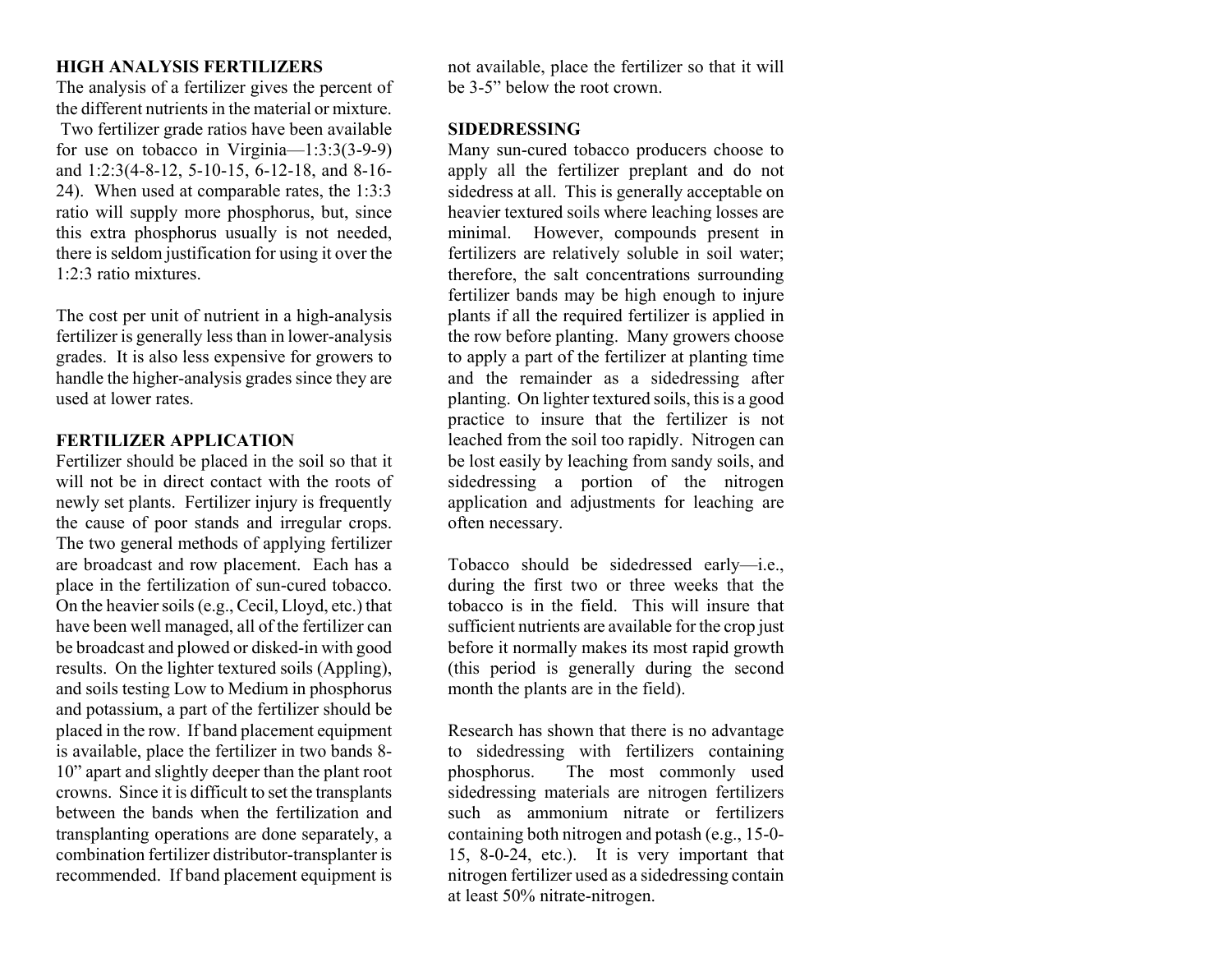### HIGH ANALYSIS FERTILIZERS

The analysis of a fertilizer gives the percent of the different nutrients in the material or mixture. Two fertilizer grade ratios have been available for use on tobacco in Virginia—1:3:3(3-9-9) and 1:2:3(4-8-12, 5-10-15, 6-12-18, and 8-16-24). When used at comparable rates, the 1:3:3 ratio will supply more phosphorus, but, since this extra phosphorus usually is not needed, there is seldom justification for using it over the 1:2:3 ratio mixtures.

The cost per unit of nutrient in a high-analysis fertilizer is generally less than in lower-analysis grades. It is also less expensive for growers to handle the higher-analysis grades since they are used at lower rates.

### FERTILIZER APPLICATION

Fertilizer should be placed in the soil so that it will not be in direct contact with the roots of newly set plants. Fertilizer injury is frequently the cause of poor stands and irregular crops. The two general methods of applying fertilizer are broadcast and row placement. Each has a place in the fertilization of sun-cured tobacco. On the heavier soils (e.g., Cecil, Lloyd, etc.) that have been well managed, all of the fertilizer can be broadcast and plowed or disked-in with good results. On the lighter textured soils (Appling), and soils testing Low to Medium in phosphorus and potassium, a part of the fertilizer should be placed in the row. If band placement equipment is available, place the fertilizer in two bands 8-10" apart and slightly deeper than the plant root crowns. Since it is difficult to set the transplants between the bands when the fertilization and transplanting operations are done separately, a combination fertilizer distributor-transplanter is recommended. If band placement equipment is not available, place the fertilizer so that it will be 3-5" below the root crown.

### SIDEDRESSING

Many sun-cured tobacco producers choose to apply all the fertilizer preplant and do not sidedress at all. This is generally acceptable on heavier textured soils where leaching losses are minimal. However, compounds present in fertilizers are relatively soluble in soil water; therefore, the salt concentrations surrounding fertilizer bands may be high enough to injure plants if all the required fertilizer is applied in the row before planting. Many growers choose to apply a part of the fertilizer at planting time and the remainder as a sidedressing after planting. On lighter textured soils, this is a good practice to insure that the fertilizer is not leached from the soil too rapidly. Nitrogen can be lost easily by leaching from sandy soils, and sidedressing a portion of the nitrogen application and adjustments for leaching are often necessary.

Tobacco should be sidedressed early—i.e., during the first two or three weeks that the tobacco is in the field. This will insure that sufficient nutrients are available for the crop just before it normally makes its most rapid growth (this period is generally during the second month the plants are in the field).

Research has shown that there is no advantage to sidedressing with fertilizers containing phosphorus. The most commonly used sidedressing materials are nitrogen fertilizers such as ammonium nitrate or fertilizers containing both nitrogen and potash (e.g., 15-0-15, 8-0-24, etc.). It is very important that nitrogen fertilizer used as a sidedressing contain at least 50% nitrate-nitrogen.